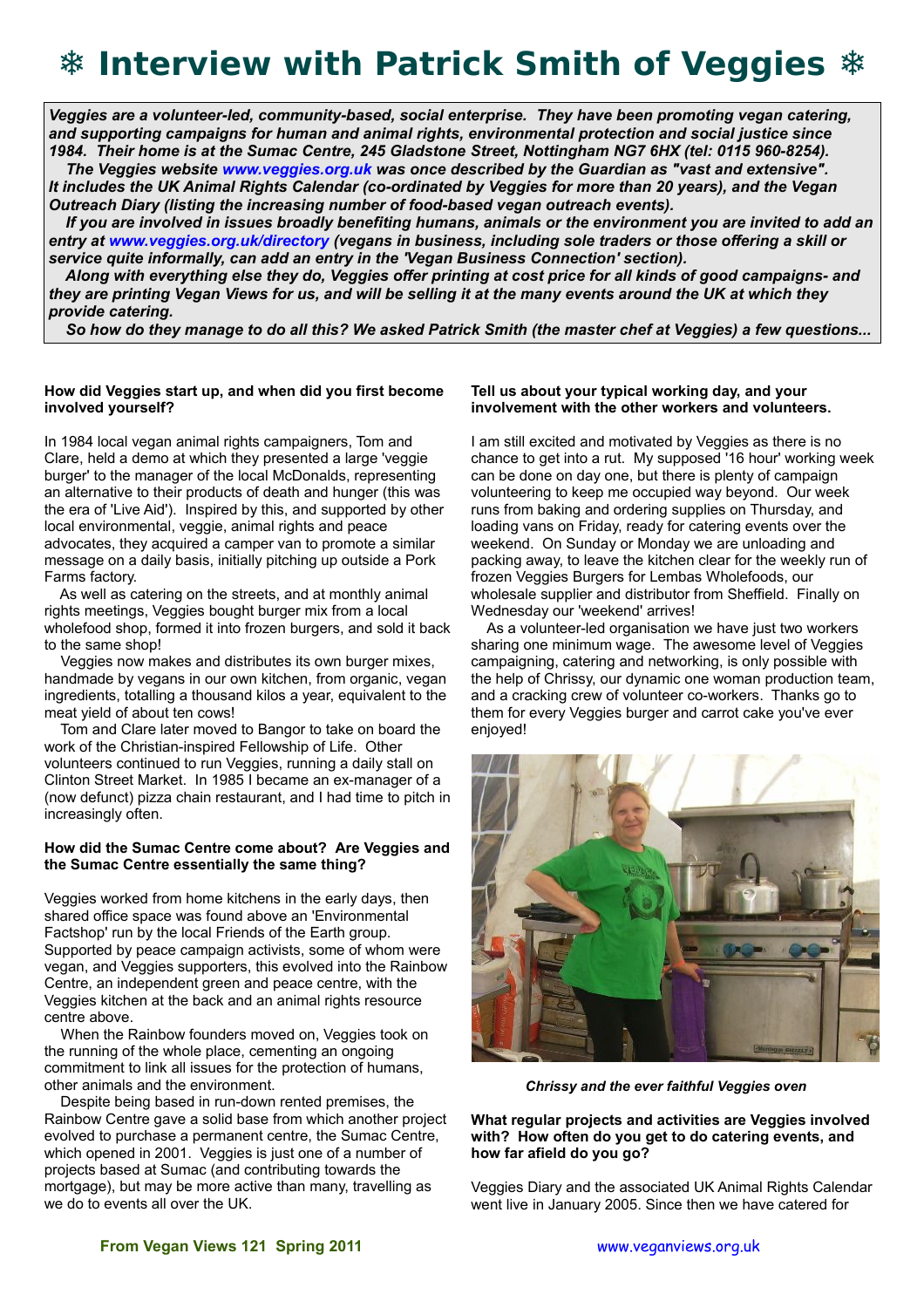# ❄ Interview with Patrick Smith of Veggies ❄

*Veggies are a volunteer-led, community-based, social enterprise. They have been promoting vegan catering, and supporting campaigns for human and animal rights, environmental protection and social justice since 1984. Their home is at the Sumac Centre, 245 Gladstone Street, Nottingham NG7 6HX (tel: 0115 960-8254).*

*The Veggies website www.veggies.org.uk was once described by the Guardian as "vast and extensive". It includes the UK Animal Rights Calendar (co-ordinated by Veggies for more than 20 years), and the Vegan Outreach Diary (listing the increasing number of food-based vegan outreach events).*

*If you are involved in issues broadly benefiting humans, animals or the environment you are invited to add an entry at www.veggies.org.uk/directory (vegans in business, including sole traders or those offering a skill or service quite informally, can add an entry in the 'Vegan Business Connection' section).*

*Along with everything else they do, Veggies offer printing at cost price for all kinds of good campaigns- and they are printing Vegan Views for us, and will be selling it at the many events around the UK at which they provide catering.*

*So how do they manage to do all this? We asked Patrick Smith (the master chef at Veggies) a few questions...*

**How did Veggies start up, and when did you first become involved yourself?**

In 1984 local vegan animal rights campaigners, Tom and Clare, held a demo at which they presented a large 'veggie burger' to the manager of the local McDonalds, representing an alternative to their products of death and hunger (this was the era of 'Live Aid'). Inspired by this, and supported by other local environmental, veggie, animal rights and peace advocates, they acquired a camper van to promote a similar message on a daily basis, initially pitching up outside a Pork Farms factory.

As well as catering on the streets, and at monthly animal rights meetings, Veggies bought burger mix from a local wholefood shop, formed it into frozen burgers, and sold it back to the same shop!

Veggies now makes and distributes its own burger mixes, handmade by vegans in our own kitchen, from organic, vegan ingredients, totalling a thousand kilos a year, equivalent to the meat yield of about ten cows!

Tom and Clare later moved to Bangor to take on board the work of the Christian-inspired Fellowship of Life. Other volunteers continued to run Veggies, running a daily stall on Clinton Street Market. In 1985 I became an ex-manager of a (now defunct) pizza chain restaurant, and I had time to pitch in increasingly often.

**How did the Sumac Centre come about? Are Veggies and the Sumac Centre essentially the same thing?**

Veggies worked from home kitchens in the early days, then shared office space was found above an 'Environmental Factshop' run by the local Friends of the Earth group. Supported by peace campaign activists, some of whom were vegan, and Veggies supporters, this evolved into the Rainbow Centre, an independent green and peace centre, with the Veggies kitchen at the back and an animal rights resource centre above.

When the Rainbow founders moved on, Veggies took on the running of the whole place, cementing an ongoing commitment to link all issues for the protection of humans, other animals and the environment.

Despite being based in run-down rented premises, the Rainbow Centre gave a solid base from which another project evolved to purchase a permanent centre, the Sumac Centre, which opened in 2001. Veggies is just one of a number of projects based at Sumac (and contributing towards the mortgage), but may be more active than many, travelling as we do to events all over the UK.

**Tell us about your typical working day, and your involvement with the other workers and volunteers.**

I am still excited and motivated by Veggies as there is no chance to get into a rut. My supposed '16 hour' working week can be done on day one, but there is plenty of campaign volunteering to keep me occupied way beyond. Our week runs from baking and ordering supplies on Thursday, and loading vans on Friday, ready for catering events over the weekend. On Sunday or Monday we are unloading and packing away, to leave the kitchen clear for the weekly run of frozen Veggies Burgers for Lembas Wholefoods, our wholesale supplier and distributor from Sheffield. Finally on Wednesday our 'weekend' arrives!

As a volunteer-led organisation we have just two workers sharing one minimum wage. The awesome level of Veggies campaigning, catering and networking, is only possible with the help of Chrissy, our dynamic one woman production team, and a cracking crew of volunteer co-workers. Thanks go to them for every Veggies burger and carrot cake you've ever enjoyed!

*Chrissy and the ever faithful Veggies oven*

**What regular projects and activities are Veggies involved with? How often do you get to do catering events, and how far afield do you go?**

Veggies Diary and the associated UK Animal Rights Calendar went live in January 2005. Since then we have catered for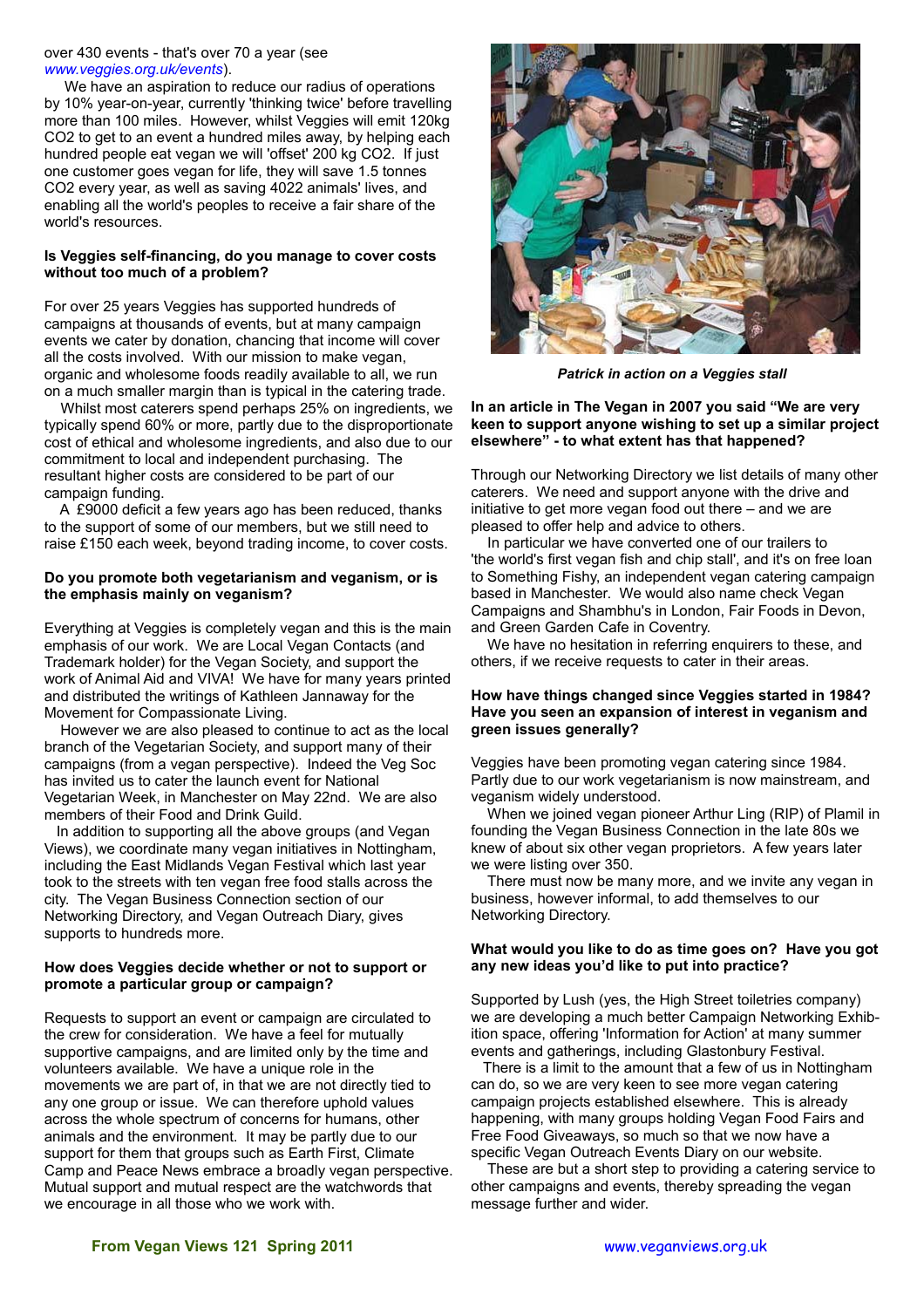over 430 events - that's over 70 a year (see *www.veggies.org.uk/events*).

We have an aspiration to reduce our radius of operations by 10% year-on-year, currently 'thinking twice' before travelling more than 100 miles. However, whilst Veggies will emit 120kg $CO_2$ to get to an event a hundred miles away, by helping each hundred people eat vegan we will 'offset' 200 kg $CO_2$. If just one customer goes vegan for life, they will save 1.5 tonnes $CO_2$ every year, as well as saving 4022 animals' lives, and enabling all the world's peoples to receive a fair share of the world's resources.

**Is Veggies self-financing, do you manage to cover costs without too much of a problem?**

For over 25 years Veggies has supported hundreds of campaigns at thousands of events, but at many campaign events we cater by donation, chancing that income will cover all the costs involved. With our mission to make vegan, organic and wholesome foods readily available to all, we run on a much smaller margin than is typical in the catering trade.

Whilst most caterers spend perhaps 25% on ingredients, we typically spend 60% or more, partly due to the disproportionate cost of ethical and wholesome ingredients, and also due to our commitment to local and independent purchasing. The resultant higher costs are considered to be part of our campaign funding.

A £9000 deficit a few years ago has been reduced, thanks to the support of some of our members, but we still need to raise £150 each week, beyond trading income, to cover costs.

**Do you promote both vegetarianism and veganism, or is the emphasis mainly on veganism?**

Everything at Veggies is completely vegan and this is the main emphasis of our work. We are Local Vegan Contacts (and Trademark holder) for the Vegan Society, and support the work of Animal Aid and VIVA! We have for many years printed and distributed the writings of Kathleen Jannaway for the Movement for Compassionate Living.

However we are also pleased to continue to act as the local branch of the Vegetarian Society, and support many of their campaigns (from a vegan perspective). Indeed the Veg Soc has invited us to cater the launch event for National Vegetarian Week, in Manchester on May 22nd. We are also members of their Food and Drink Guild.

In addition to supporting all the above groups (and Vegan Views), we coordinate many vegan initiatives in Nottingham, including the East Midlands Vegan Festival which last year took to the streets with ten vegan free food stalls across the city. The Vegan Business Connection section of our Networking Directory, and Vegan Outreach Diary, gives supports to hundreds more.

**How does Veggies decide whether or not to support or promote a particular group or campaign?**

Requests to support an event or campaign are circulated to the crew for consideration. We have a feel for mutually supportive campaigns, and are limited only by the time and volunteers available. We have a unique role in the movements we are part of, in that we are not directly tied to any one group or issue. We can therefore uphold values across the whole spectrum of concerns for humans, other animals and the environment. It may be partly due to our support for them that groups such as Earth First, Climate Camp and Peace News embrace a broadly vegan perspective. Mutual support and mutual respect are the watchwords that we encourage in all those who we work with.

***Patrick in action on a Veggies stall***

**In an article in The Vegan in 2007 you said "We are very keen to support anyone wishing to set up a similar project elsewhere" - to what extent has that happened?**

Through our Networking Directory we list details of many other caterers. We need and support anyone with the drive and initiative to get more vegan food out there – and we are pleased to offer help and advice to others.

In particular we have converted one of our trailers to 'the world's first vegan fish and chip stall', and it's on free loan to Something Fishy, an independent vegan catering campaign based in Manchester. We would also name check Vegan Campaigns and Shambhu's in London, Fair Foods in Devon, and Green Garden Cafe in Coventry.

We have no hesitation in referring enquirers to these, and others, if we receive requests to cater in their areas.

**How have things changed since Veggies started in 1984? Have you seen an expansion of interest in veganism and green issues generally?**

Veggies have been promoting vegan catering since 1984. Partly due to our work vegetarianism is now mainstream, and veganism widely understood.

When we joined vegan pioneer Arthur Ling (RIP) of Plamil in founding the Vegan Business Connection in the late 80s we knew of about six other vegan proprietors. A few years later we were listing over 350.

There must now be many more, and we invite any vegan in business, however informal, to add themselves to our Networking Directory.

**What would you like to do as time goes on? Have you got any new ideas you'd like to put into practice?**

Supported by Lush (yes, the High Street toiletries company) we are developing a much better Campaign Networking Exhibition space, offering 'Information for Action' at many summer events and gatherings, including Glastonbury Festival.

There is a limit to the amount that a few of us in Nottingham can do, so we are very keen to see more vegan catering campaign projects established elsewhere. This is already happening, with many groups holding Vegan Food Fairs and Free Food Giveaways, so much so that we now have a specific Vegan Outreach Diary on our website.

These are but a short step to providing a catering service to other campaigns and events, thereby spreading the vegan message further and wider.

**From Vegan Views 121 Spring 2011** www.veganviews.org.uk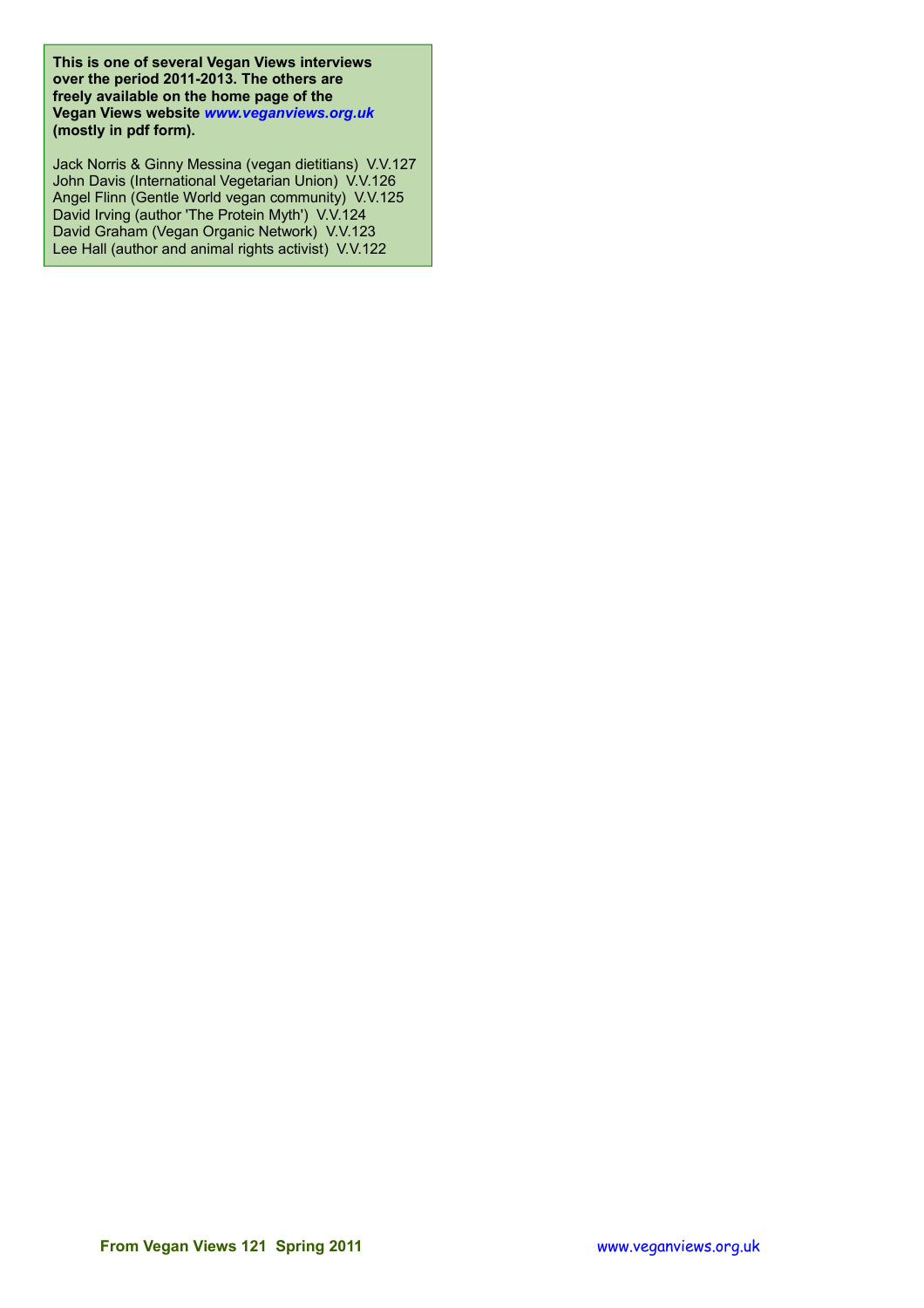**This is one of several Vegan Views interviews over the period 2011-2013. The others are freely available on the home page of the Vegan Views website *www.veganviews.org.uk* (mostly in pdf form).**

Jack Norris & Ginny Messina (vegan dietitians) V.V.127
John Davis (International Vegetarian Union) V.V.126
Angel Flinn (Gentle World vegan community) V.V.125
David Irving (author 'The Protein Myth') V.V.124
David Graham (Vegan Organic Network) V.V.123
Lee Hall (author and animal rights activist) V.V.122